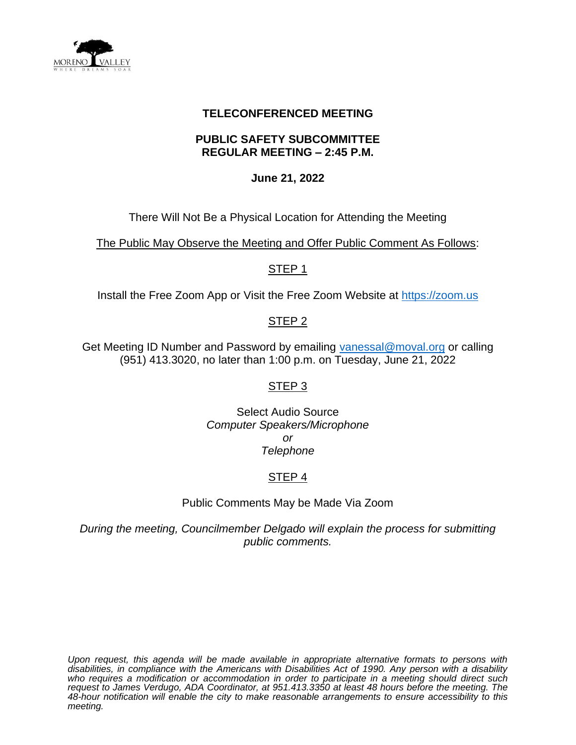**TELECONFERENCED MEETING**

**PUBLIC SAFETY SUBCOMMITTEE**
**REGULAR MEETING – 2:45 P.M.**

**June 21, 2022**

There Will Not Be a Physical Location for Attending the Meeting

The Public May Observe the Meeting and Offer Public Comment As Follows:

STEP 1

Install the Free Zoom App or Visit the Free Zoom Website at https://zoom.us

STEP 2

Get Meeting ID Number and Password by emailing vanessal@moval.org or calling (951) 413.3020, no later than 1:00 p.m. on Tuesday, June 21, 2022

STEP 3

Select Audio Source
*Computer Speakers/Microphone*
*or*
*Telephone*

STEP 4

Public Comments May be Made Via Zoom

*During the meeting, Councilmember Delgado will explain the process for submitting public comments.*

*Upon request, this agenda will be made available in appropriate alternative formats to persons with disabilities, in compliance with the Americans with Disabilities Act of 1990. Any person with a disability who requires a modification or accommodation in order to participate in a meeting should direct such request to James Verdugo, ADA Coordinator, at 951.413.3350 at least 48 hours before the meeting. The 48-hour notification will enable the city to make reasonable arrangements to ensure accessibility to this meeting.*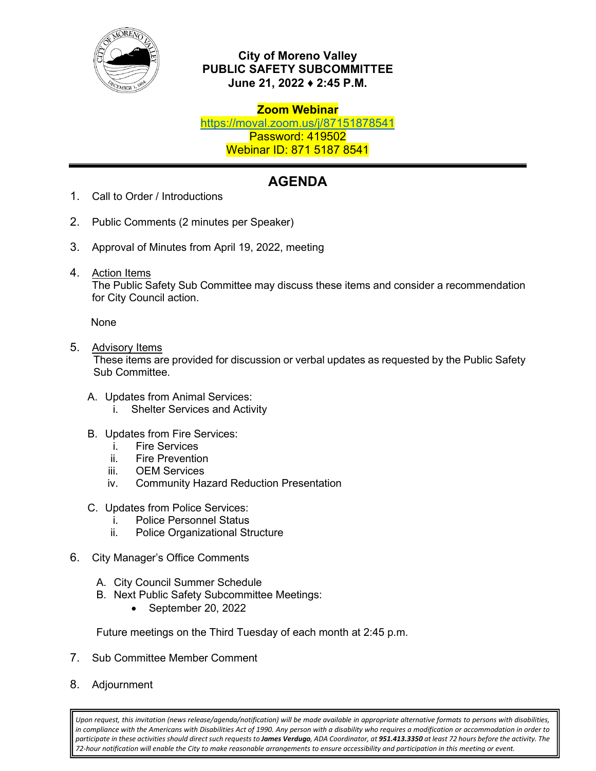**City of Moreno Valley**
**PUBLIC SAFETY SUBCOMMITTEE**
**June 21, 2022 ♦ 2:45 P.M.**

**Zoom Webinar**
https://moval.zoom.us/j/87151878541
Password: 419502
Webinar ID: 871 5187 8541

# AGENDA

1. Call to Order / Introductions

2. Public Comments (2 minutes per Speaker)

3. Approval of Minutes from April 19, 2022, meeting

4. Action Items
   The Public Safety Sub Committee may discuss these items and consider a recommendation for City Council action.

   None

5. Advisory Items
   These items are provided for discussion or verbal updates as requested by the Public Safety Sub Committee.

   A. Updates from Animal Services:
      i. Shelter Services and Activity

   B. Updates from Fire Services:
      i. Fire Services
      ii. Fire Prevention
      iii. OEM Services
      iv. Community Hazard Reduction Presentation

   C. Updates from Police Services:
      i. Police Personnel Status
      ii. Police Organizational Structure

6. City Manager's Office Comments

   A. City Council Summer Schedule
   B. Next Public Safety Subcommittee Meetings:
      - September 20, 2022

   Future meetings on the Third Tuesday of each month at 2:45 p.m.

7. Sub Committee Member Comment

8. Adjournment

*Upon request, this invitation (news release/agenda/notification) will be made available in appropriate alternative formats to persons with disabilities, in compliance with the Americans with Disabilities Act of 1990. Any person with a disability who requires a modification or accommodation in order to participate in these activities should direct such requests to **James Verdugo**, ADA Coordinator, at **951.413.3350** at least 72 hours before the activity. The 72-hour notification will enable the City to make reasonable arrangements to ensure accessibility and participation in this meeting or event.*